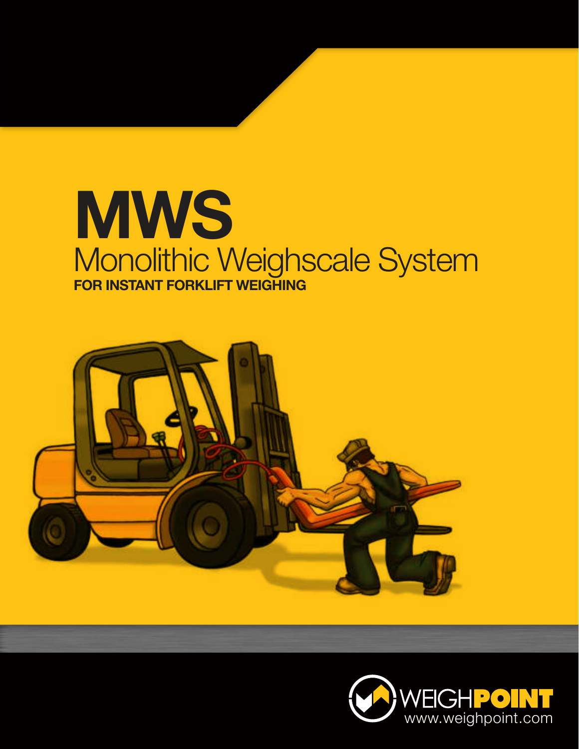# MWS

## Monolithic Weighscale System

**FOR INSTANT FORKLIFT WEIGHING**

WEIGHPOINT
www.weighpoint.com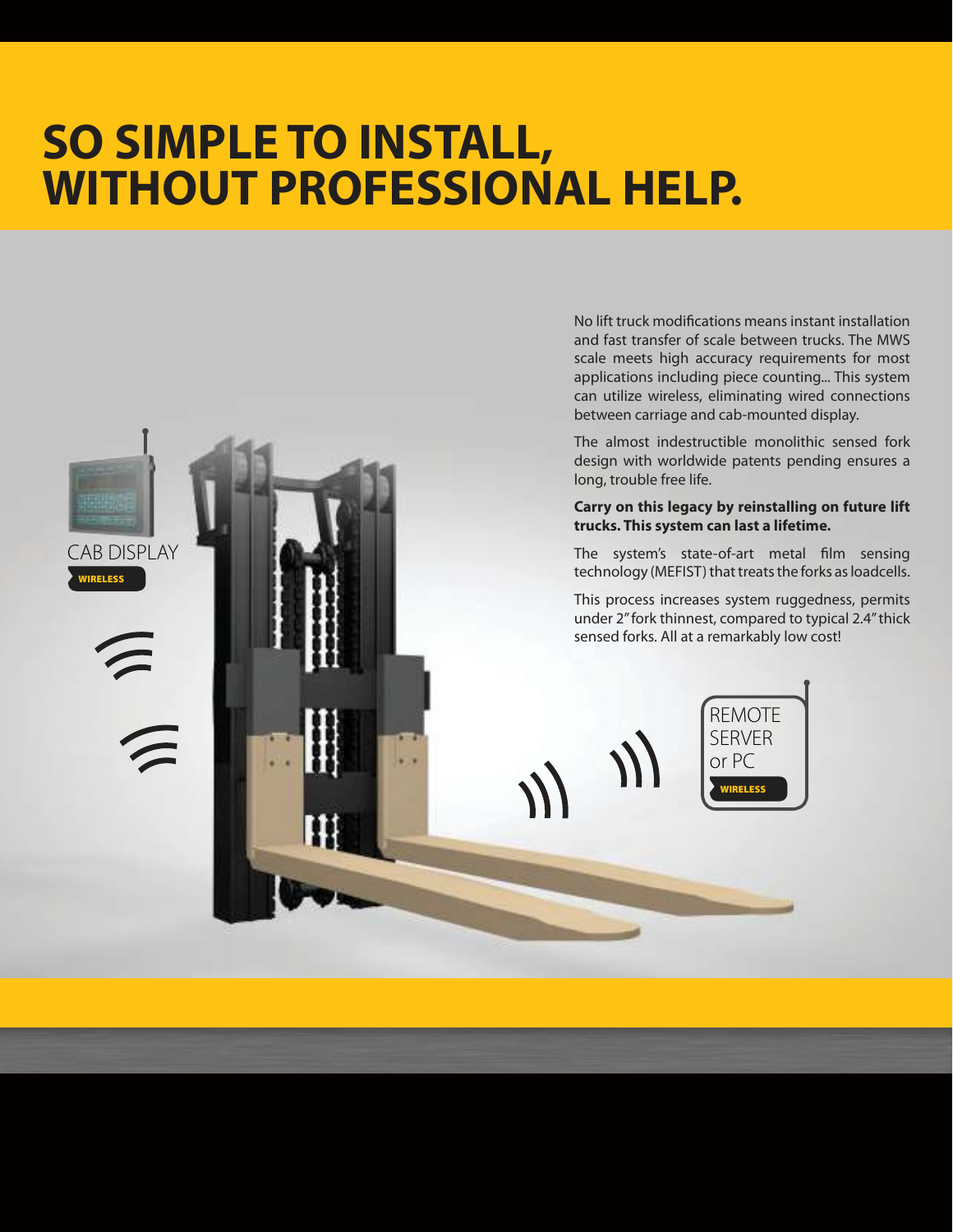# SO SIMPLE TO INSTALL, WITHOUT PROFESSIONAL HELP.

No lift truck modifications means instant installation and fast transfer of scale between trucks. The MWS scale meets high accuracy requirements for most applications including piece counting... This system can utilize wireless, eliminating wired connections between carriage and cab-mounted display.

The almost indestructible monolithic sensed fork design with worldwide patents pending ensures a long, trouble free life.

**Carry on this legacy by reinstalling on future lift trucks. This system can last a lifetime.**

The system's state-of-art metal film sensing technology (MEFIST) that treats the forks as loadcells.

This process increases system ruggedness, permits under 2" fork thinnest, compared to typical 2.4" thick sensed forks. All at a remarkably low cost!

CAB DISPLAY
WIRELESS

REMOTE SERVER or PC
WIRELESS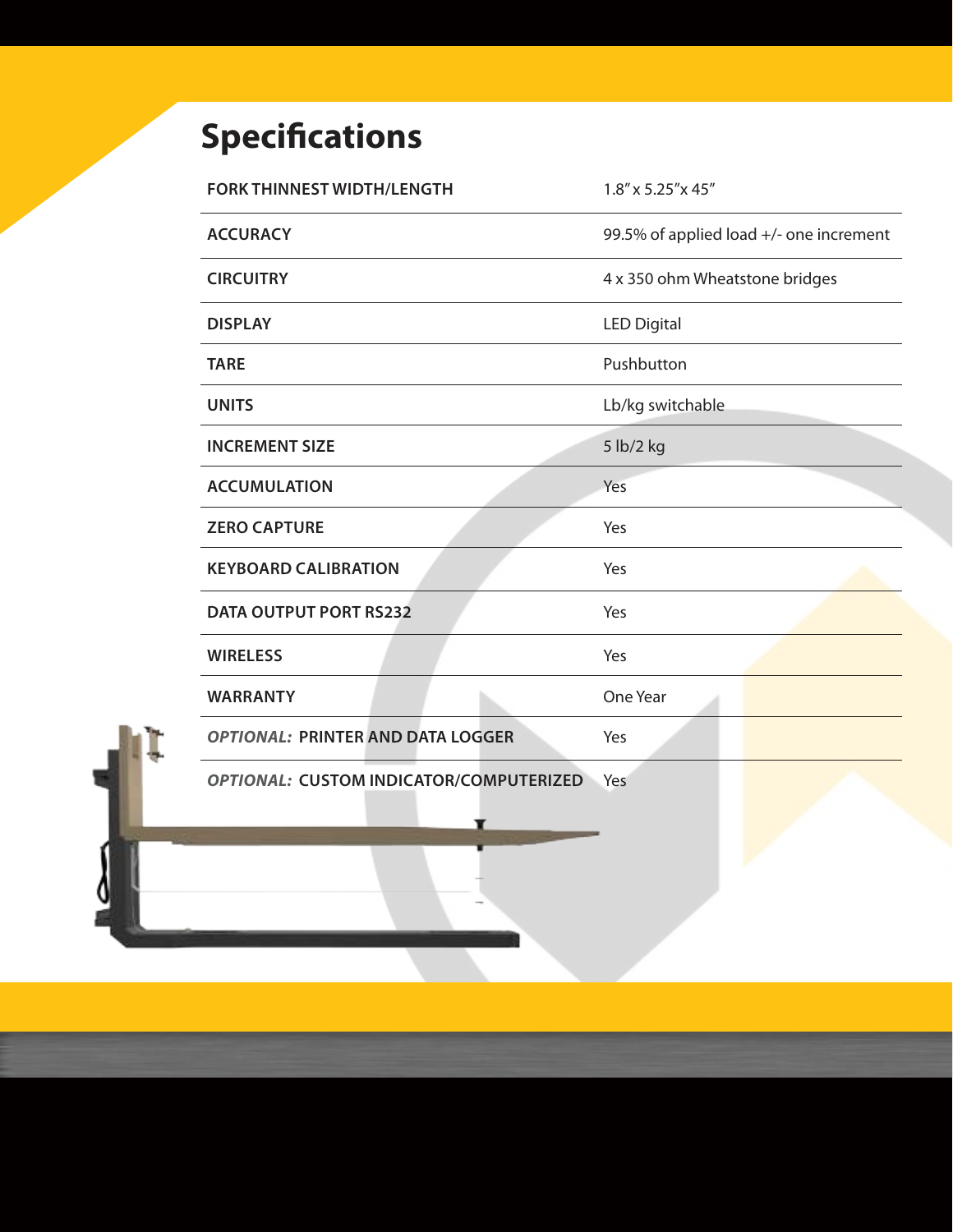# Specifications

| | |
|---|---|
| FORK THINNEST WIDTH/LENGTH | 1.8" x 5.25"x 45" |
| ACCURACY | 99.5% of applied load +/- one increment |
| CIRCUITRY | 4 x 350 ohm Wheatstone bridges |
| DISPLAY | LED Digital |
| TARE | Pushbutton |
| UNITS | Lb/kg switchable |
| INCREMENT SIZE | 5 lb/2 kg |
| ACCUMULATION | Yes |
| ZERO CAPTURE | Yes |
| KEYBOARD CALIBRATION | Yes |
| DATA OUTPUT PORT RS232 | Yes |
| WIRELESS | Yes |
| WARRANTY | One Year |
| *OPTIONAL:* PRINTER AND DATA LOGGER | Yes |
| *OPTIONAL:* CUSTOM INDICATOR/COMPUTERIZED | Yes |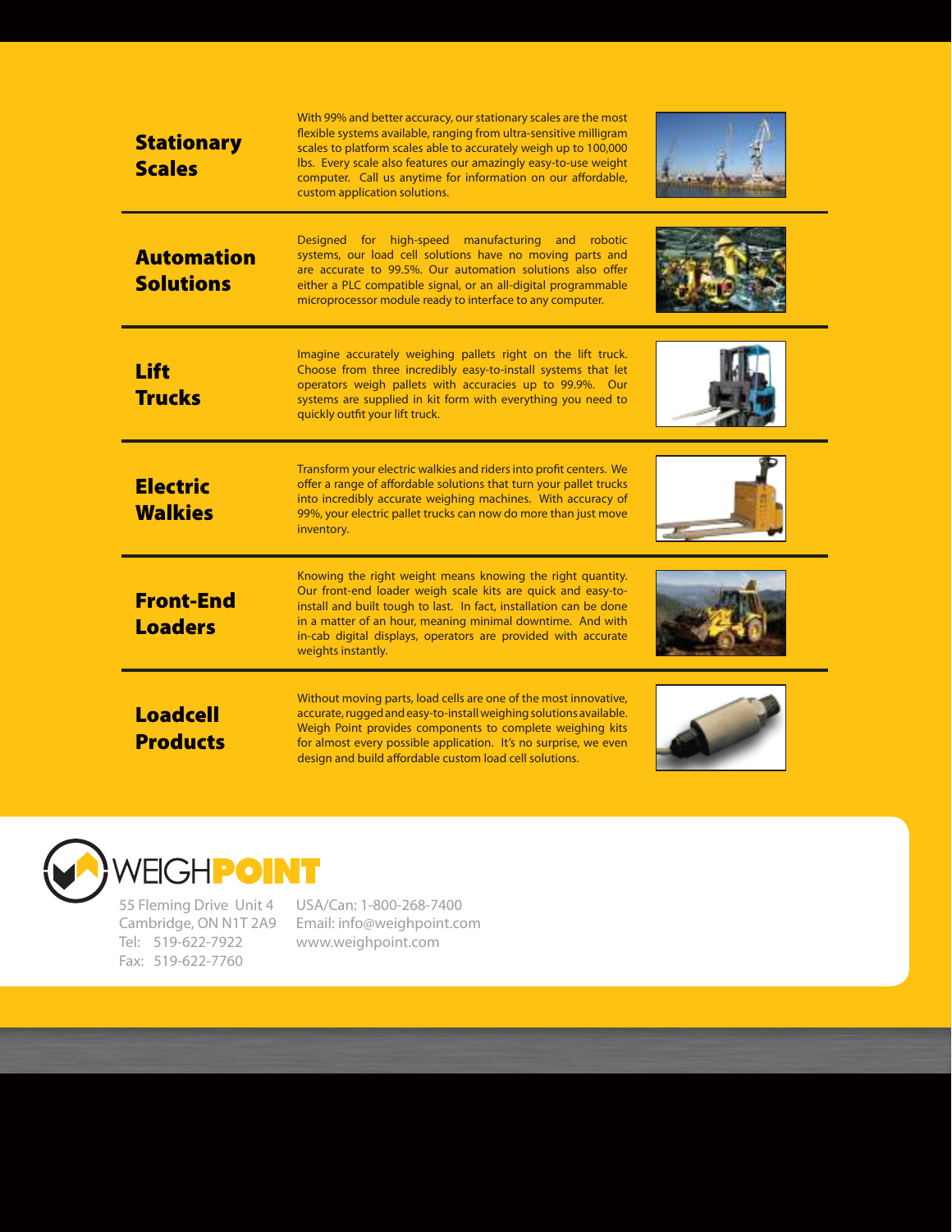## Stationary Scales

With 99% and better accuracy, our stationary scales are the most flexible systems available, ranging from ultra-sensitive milligram scales to platform scales able to accurately weigh up to 100,000 lbs. Every scale also features our amazingly easy-to-use weight computer. Call us anytime for information on our affordable, custom application solutions.

## Automation Solutions

Designed for high-speed manufacturing and robotic systems, our load cell solutions have no moving parts and are accurate to 99.5%. Our automation solutions also offer either a PLC compatible signal, or an all-digital programmable microprocessor module ready to interface to any computer.

## Lift Trucks

Imagine accurately weighing pallets right on the lift truck. Choose from three incredibly easy-to-install systems that let operators weigh pallets with accuracies up to 99.9%. Our systems are supplied in kit form with everything you need to quickly outfit your lift truck.

## Electric Walkies

Transform your electric walkies and riders into profit centers. We offer a range of affordable solutions that turn your pallet trucks into incredibly accurate weighing machines. With accuracy of 99%, your electric pallet trucks can now do more than just move inventory.

## Front-End Loaders

Knowing the right weight means knowing the right quantity. Our front-end loader weigh scale kits are quick and easy-to-install and built tough to last. In fact, installation can be done in a matter of an hour, meaning minimal downtime. And with in-cab digital displays, operators are provided with accurate weights instantly.

## Loadcell Products

Without moving parts, load cells are one of the most innovative, accurate, rugged and easy-to-install weighing solutions available. Weigh Point provides components to complete weighing kits for almost every possible application. It's no surprise, we even design and build affordable custom load cell solutions.

**WEIGHPOINT**

55 Fleming Drive Unit 4
Cambridge, ON N1T 2A9
Tel: 519-622-7922
Fax: 519-622-7760

USA/Can: 1-800-268-7400
Email: info@weighpoint.com
www.weighpoint.com